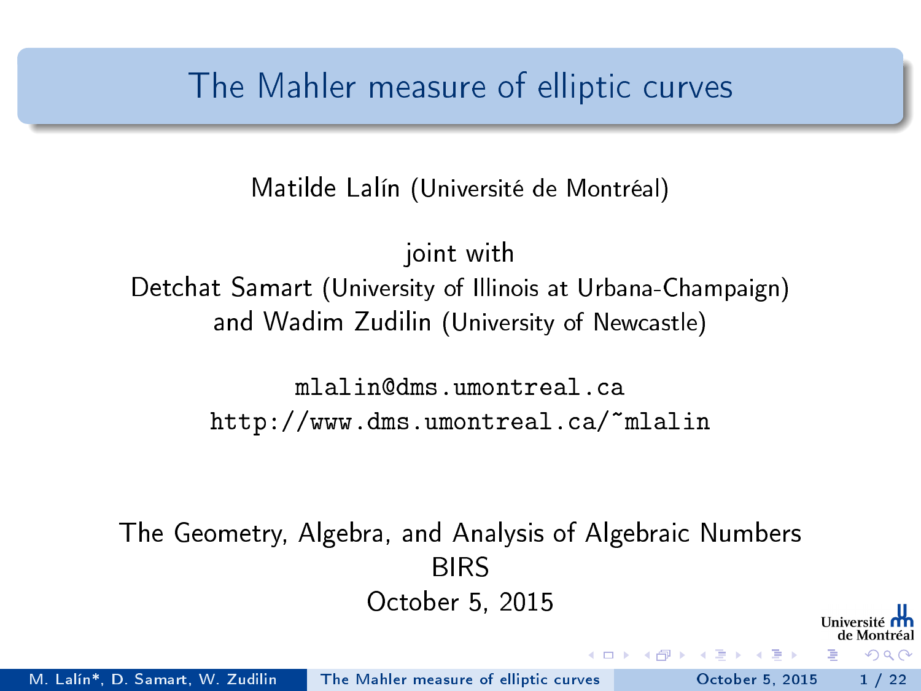# The Mahler measure of elliptic curves

Matilde Lalín (Université de Montréal)

joint with
Detchat Samart (University of Illinois at Urbana-Champaign)
and Wadim Zudilin (University of Newcastle)

mlalin@dms.umontreal.ca
http://www.dms.umontreal.ca/~mlalin

The Geometry, Algebra, and Analysis of Algebraic Numbers
BIRS
October 5, 2015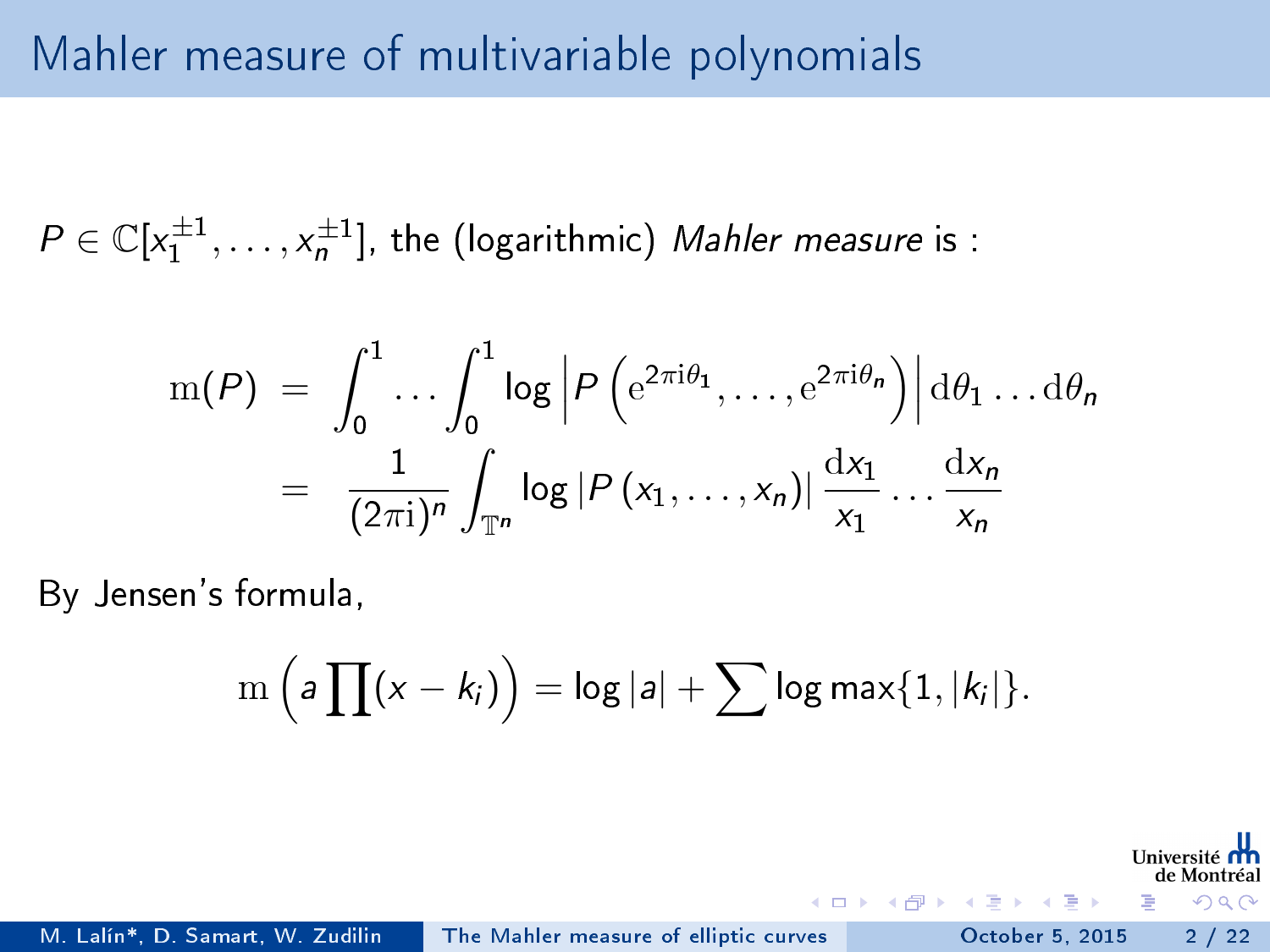# Mahler measure of multivariable polynomials

$P \in \mathbb{C}[x_1^{\pm 1}, \ldots, x_n^{\pm 1}]$, the (logarithmic) *Mahler measure* is :

$$
\begin{aligned}
\mathrm{m}(P) &= \int_0^1 \ldots \int_0^1 \log \left| P\left(\mathrm{e}^{2\pi \mathrm{i}\theta_1}, \ldots, \mathrm{e}^{2\pi \mathrm{i}\theta_n}\right) \right| \mathrm{d}\theta_1 \ldots \mathrm{d}\theta_n \\
&= \frac{1}{(2\pi \mathrm{i})^n} \int_{\mathbb{T}^n} \log \left| P\left(x_1, \ldots, x_n\right) \right| \frac{\mathrm{d}x_1}{x_1} \ldots \frac{\mathrm{d}x_n}{x_n}
\end{aligned}
$$

By Jensen's formula,

$$
\mathrm{m}\left( a \prod (x - k_i) \right) = \log |a| + \sum \log \max\{1, |k_i|\}.
$$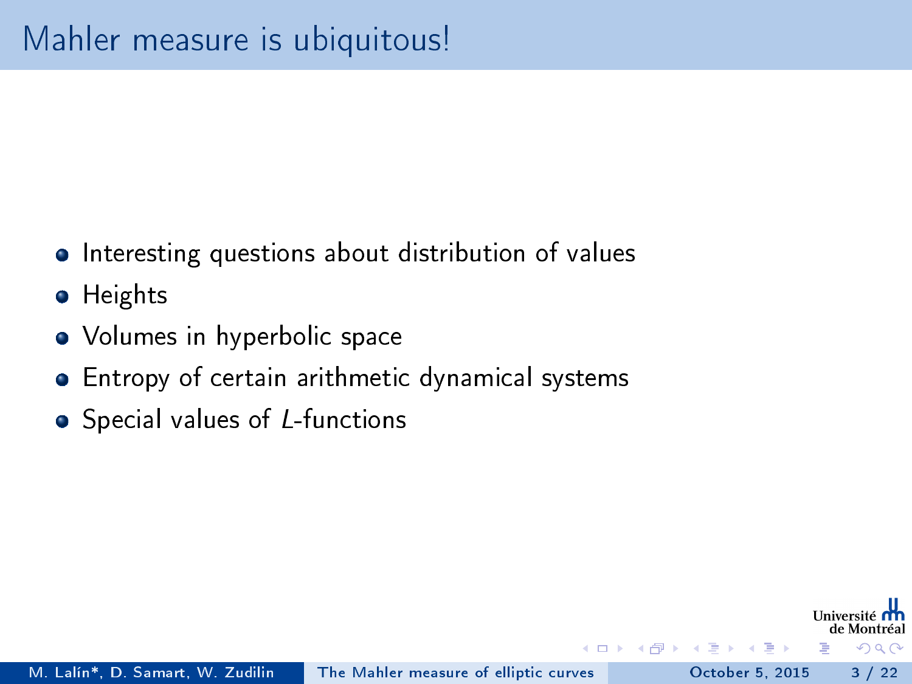# Mahler measure is ubiquitous!

- Interesting questions about distribution of values
- Heights
- Volumes in hyperbolic space
- Entropy of certain arithmetic dynamical systems
- Special values of $L$-functions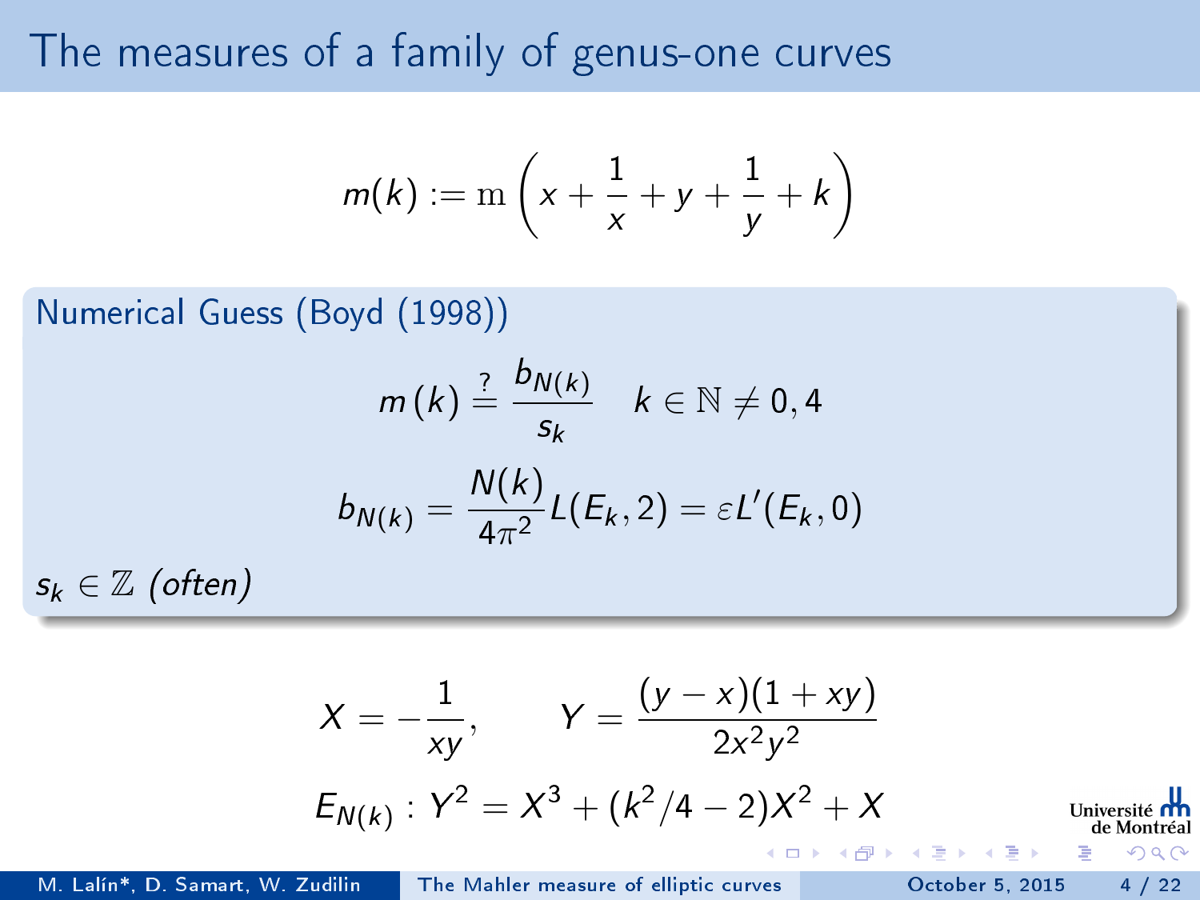# The measures of a family of genus-one curves

$$m(k) := \mathrm{m}\left(x + \frac{1}{x} + y + \frac{1}{y} + k\right)$$

**Numerical Guess (Boyd (1998))**

$$m(k) \stackrel{?}{=} \frac{b_{N(k)}}{s_k} \quad k \in \mathbb{N} \neq 0, 4$$

$$b_{N(k)} = \frac{N(k)}{4\pi^2} L(E_k, 2) = \varepsilon L'(E_k, 0)$$

$s_k \in \mathbb{Z}$ *(often)*

$$X = -\frac{1}{xy}, \qquad Y = \frac{(y-x)(1+xy)}{2x^2y^2}$$

$$E_{N(k)} : Y^2 = X^3 + (k^2/4 - 2)X^2 + X$$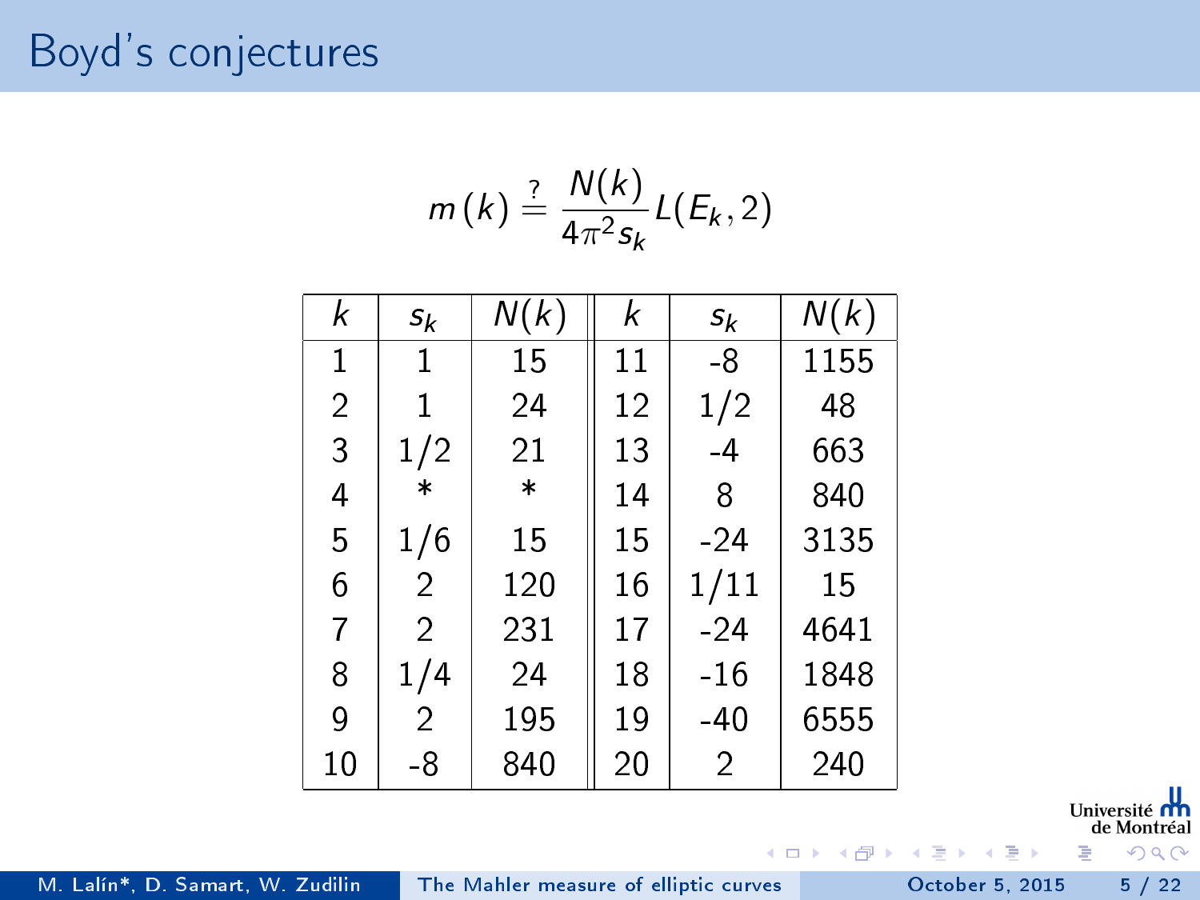# Boyd's conjectures

$$m(k) \stackrel{?}{=} \frac{N(k)}{4\pi^2 s_k} L(E_k, 2)$$

| $k$ | $s_k$ | $N(k)$ | $k$ | $s_k$ | $N(k)$ |
|---|---|---|---|---|---|
| 1 | 1 | 15 | 11 | -8 | 1155 |
| 2 | 1 | 24 | 12 | 1/2 | 48 |
| 3 | 1/2 | 21 | 13 | -4 | 663 |
| 4 | * | * | 14 | 8 | 840 |
| 5 | 1/6 | 15 | 15 | -24 | 3135 |
| 6 | 2 | 120 | 16 | 1/11 | 15 |
| 7 | 2 | 231 | 17 | -24 | 4641 |
| 8 | 1/4 | 24 | 18 | -16 | 1848 |
| 9 | 2 | 195 | 19 | -40 | 6555 |
| 10 | -8 | 840 | 20 | 2 | 240 |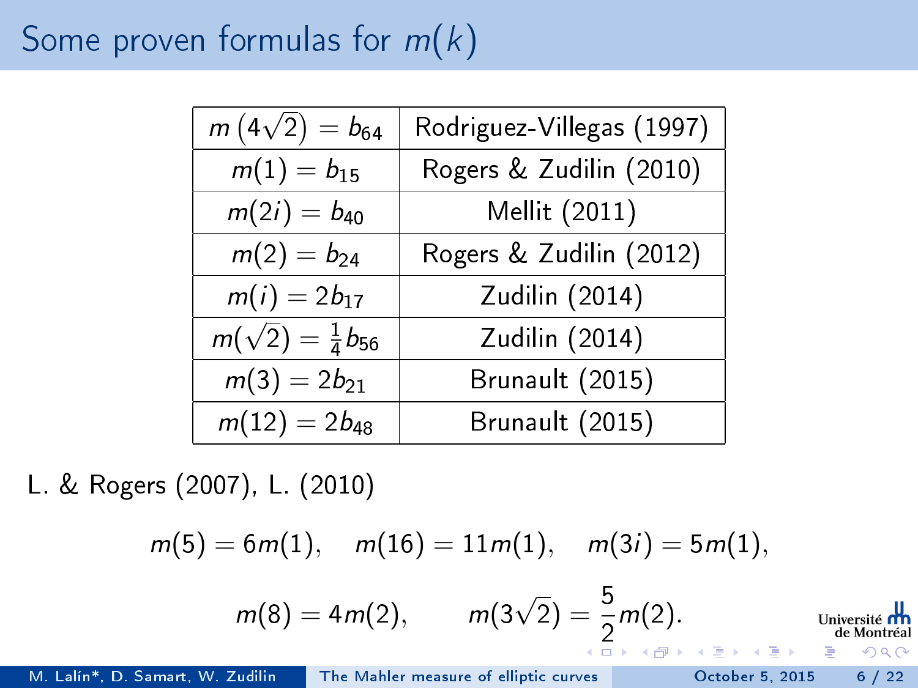# Some proven formulas for $m(k)$

| Formula | Reference |
|---|---|
| $m\left(4\sqrt{2}\right) = b_{64}$ | Rodriguez-Villegas (1997) |
| $m(1) = b_{15}$ | Rogers & Zudilin (2010) |
| $m(2i) = b_{40}$ | Mellit (2011) |
| $m(2) = b_{24}$ | Rogers & Zudilin (2012) |
| $m(i) = 2b_{17}$ | Zudilin (2014) |
| $m(\sqrt{2}) = \frac{1}{4}b_{56}$ | Zudilin (2014) |
| $m(3) = 2b_{21}$ | Brunault (2015) |
| $m(12) = 2b_{48}$ | Brunault (2015) |

L. & Rogers (2007), L. (2010)

$$m(5) = 6m(1), \quad m(16) = 11m(1), \quad m(3i) = 5m(1),$$

$$m(8) = 4m(2), \qquad m(3\sqrt{2}) = \frac{5}{2}m(2).$$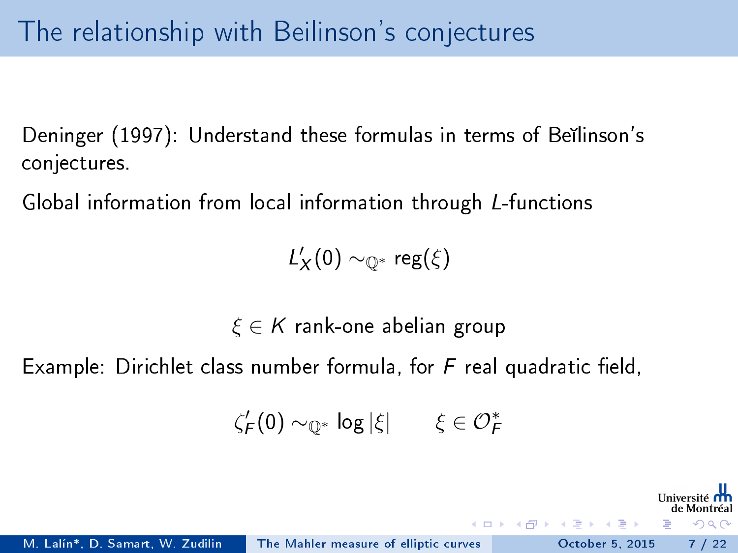# The relationship with Beilinson's conjectures

Deninger (1997): Understand these formulas in terms of Beĭlinson's conjectures.

Global information from local information through $L$-functions

$$L_X'(0) \sim_{\mathbb{Q}^*} \mathrm{reg}(\xi)$$

$$\xi \in K \text{ rank-one abelian group}$$

Example: Dirichlet class number formula, for $F$ real quadratic field,

$$\zeta_F'(0) \sim_{\mathbb{Q}^*} \log|\xi| \qquad \xi \in \mathcal{O}_F^*$$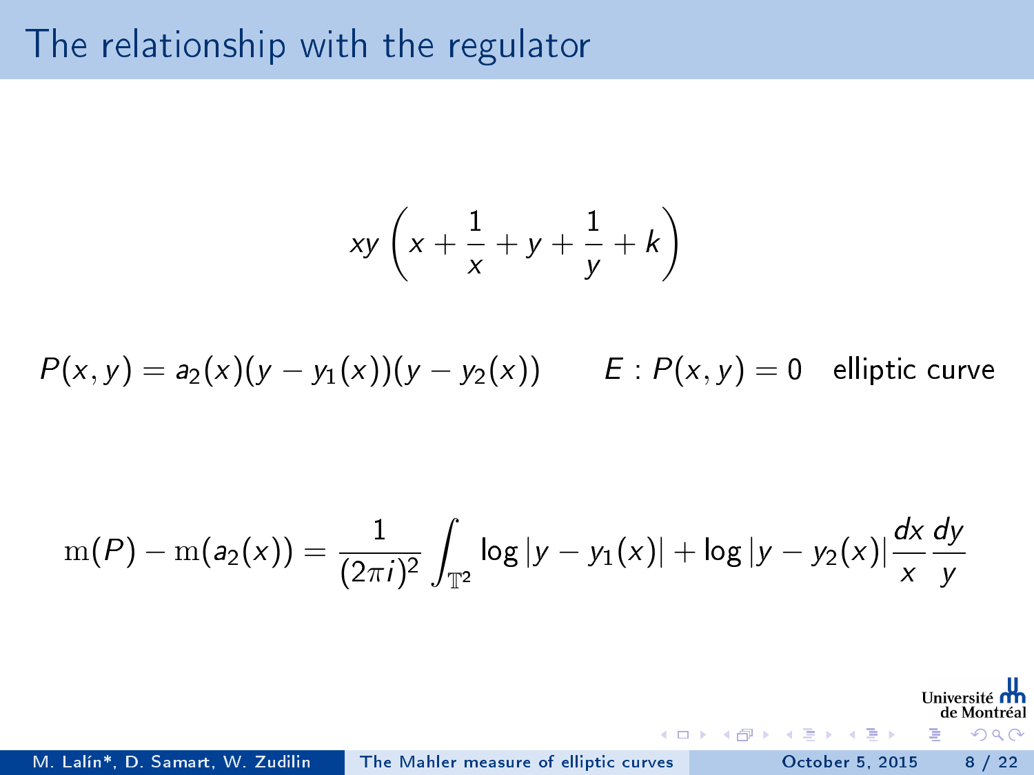# The relationship with the regulator

$$xy\left(x+\frac{1}{x}+y+\frac{1}{y}+k\right)$$

$P(x,y)=a_2(x)(y-y_1(x))(y-y_2(x))$ $\qquad E: P(x,y)=0$ elliptic curve

$$\mathrm{m}(P)-\mathrm{m}(a_2(x))=\frac{1}{(2\pi i)^2}\int_{\mathbb{T}^2}\log|y-y_1(x)|+\log|y-y_2(x)|\frac{dx}{x}\frac{dy}{y}$$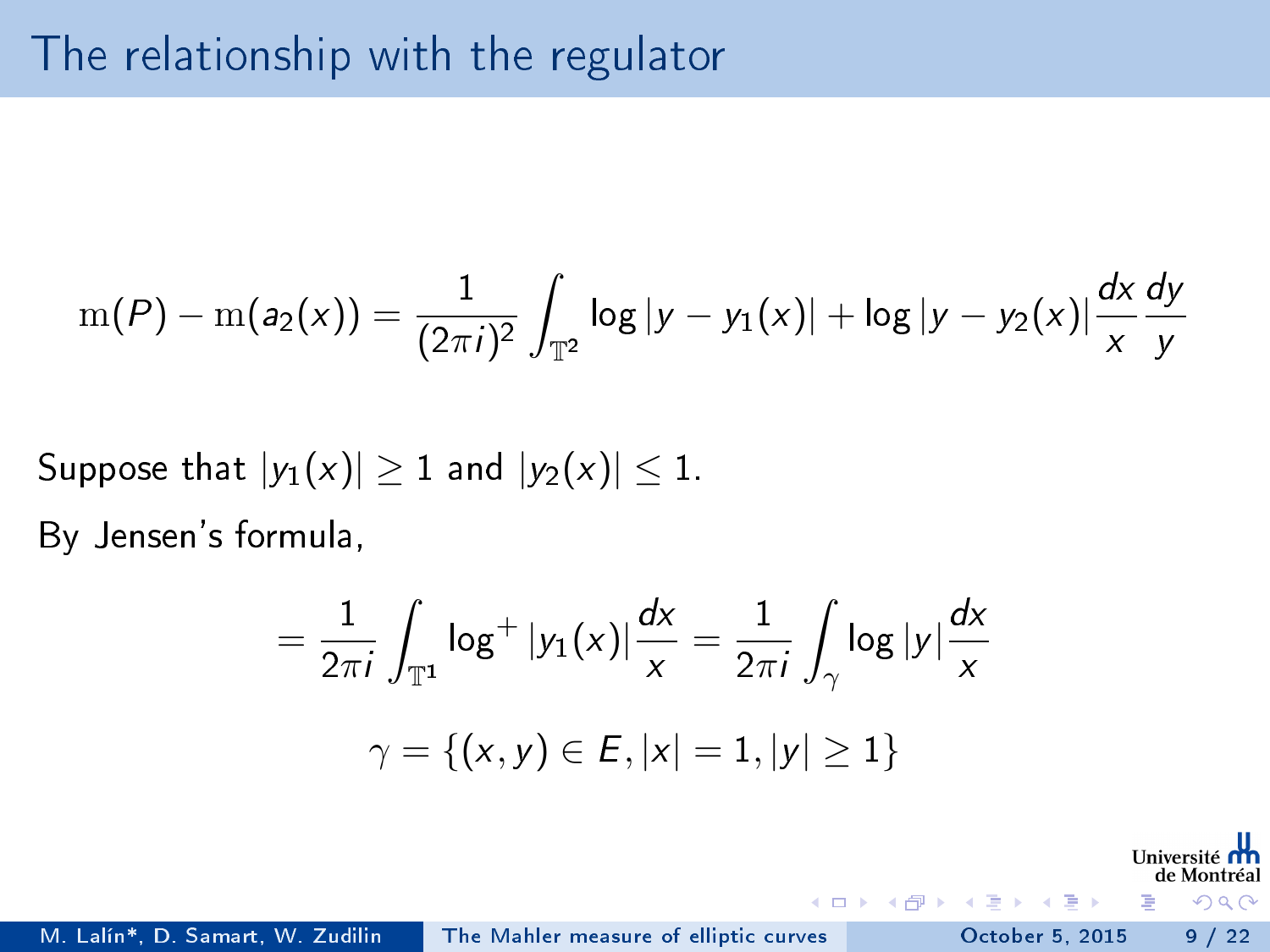# The relationship with the regulator

$$\mathrm{m}(P) - \mathrm{m}(a_2(x)) = \frac{1}{(2\pi i)^2} \int_{\mathbb{T}^2} \log|y - y_1(x)| + \log|y - y_2(x)| \frac{dx}{x}\frac{dy}{y}$$

Suppose that $|y_1(x)| \geq 1$ and $|y_2(x)| \leq 1$.

By Jensen's formula,

$$= \frac{1}{2\pi i} \int_{\mathbb{T}^1} \log^+|y_1(x)| \frac{dx}{x} = \frac{1}{2\pi i} \int_{\gamma} \log|y| \frac{dx}{x}$$

$$\gamma = \{(x, y) \in E, |x| = 1, |y| \geq 1\}$$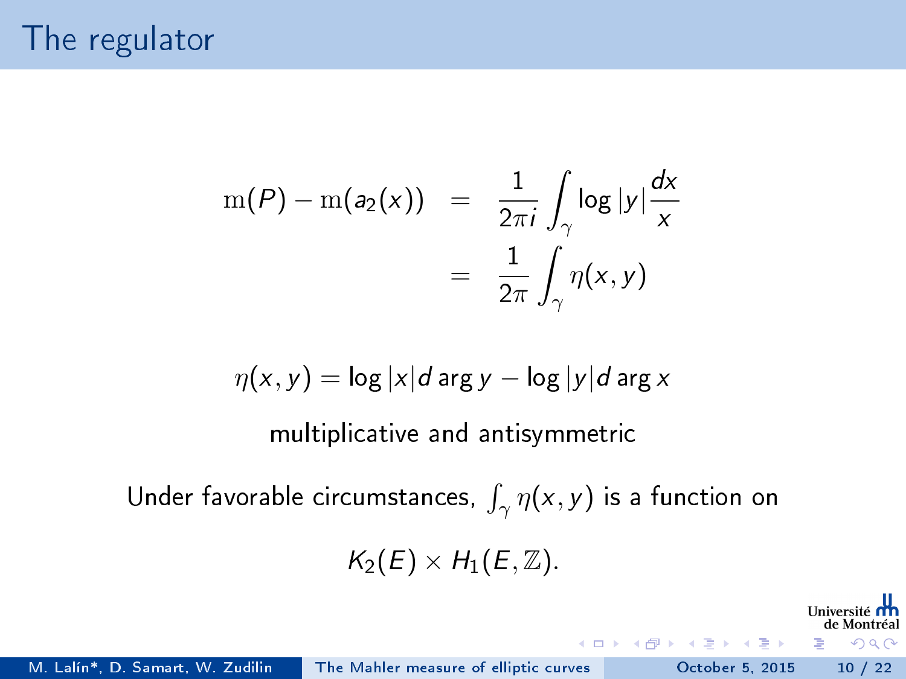# The regulator

$$
\begin{aligned}
\mathrm{m}(P) - \mathrm{m}(a_2(x)) &= \frac{1}{2\pi i}\int_\gamma \log|y|\frac{dx}{x} \\
&= \frac{1}{2\pi}\int_\gamma \eta(x,y)
\end{aligned}
$$

$$
\eta(x,y) = \log|x| d\arg y - \log|y| d\arg x
$$

multiplicative and antisymmetric

Under favorable circumstances, $\int_\gamma \eta(x,y)$ is a function on

$$
K_2(E) \times H_1(E,\mathbb{Z}).
$$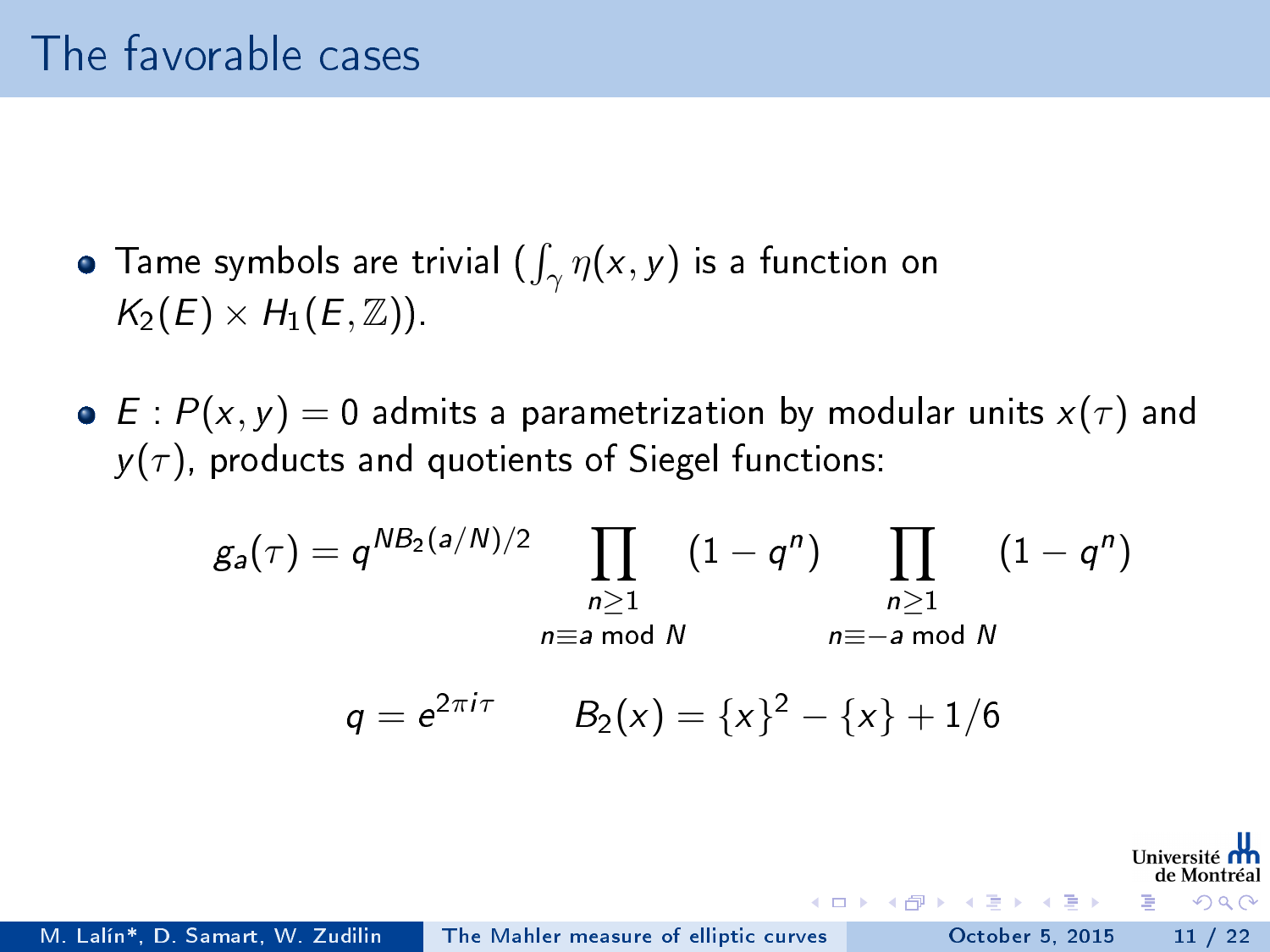# The favorable cases

- Tame symbols are trivial ($\int_\gamma \eta(x,y)$ is a function on $K_2(E) \times H_1(E,\mathbb{Z})$).

- $E : P(x,y) = 0$ admits a parametrization by modular units $x(\tau)$ and $y(\tau)$, products and quotients of Siegel functions:

$$g_a(\tau) = q^{NB_2(a/N)/2} \prod_{\substack{n \geq 1 \\ n \equiv a \bmod N}} (1 - q^n) \prod_{\substack{n \geq 1 \\ n \equiv -a \bmod N}} (1 - q^n)$$

$$q = e^{2\pi i \tau} \qquad B_2(x) = \{x\}^2 - \{x\} + 1/6$$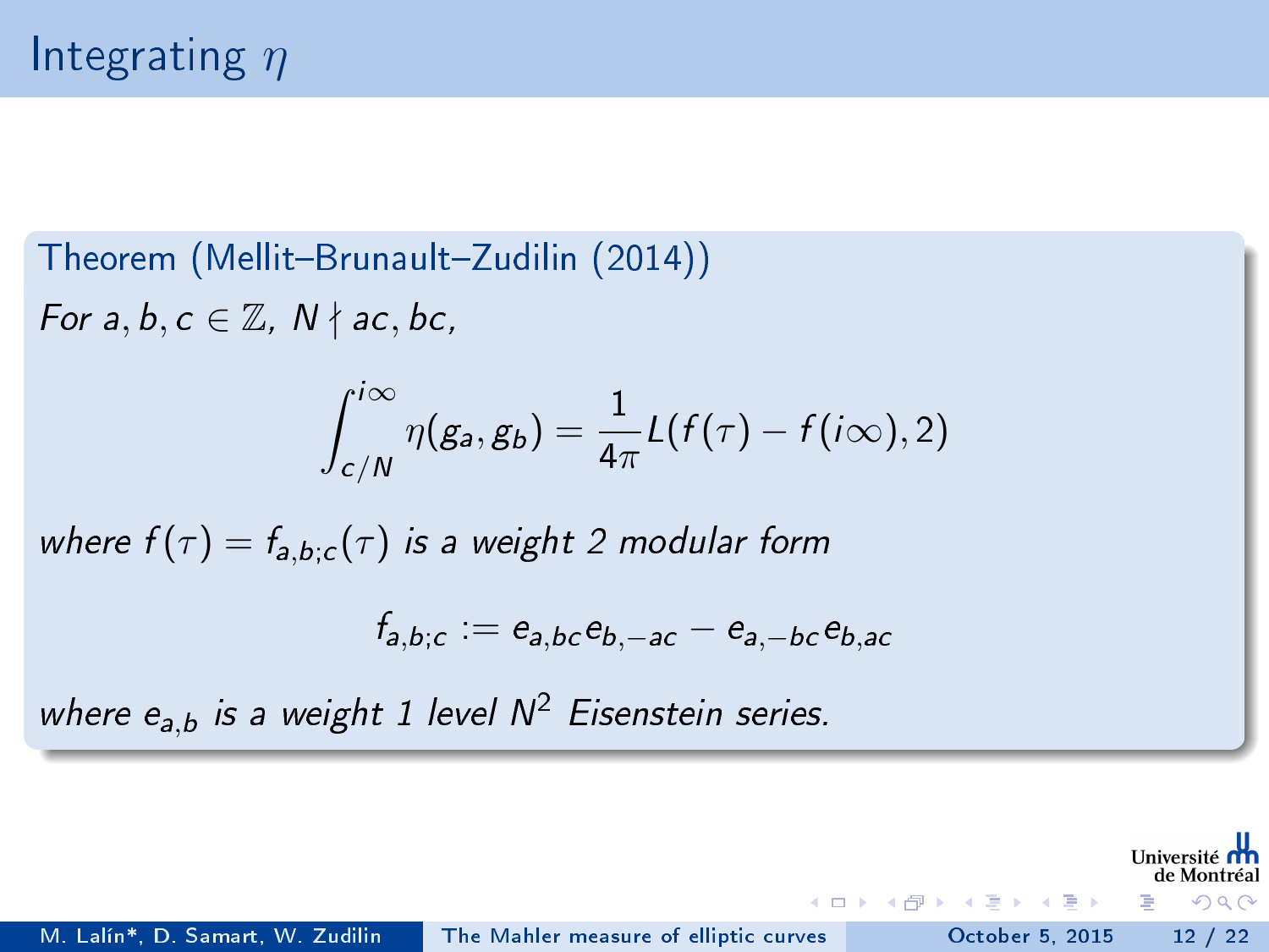# Integrating $\eta$

**Theorem (Mellit–Brunault–Zudilin (2014))**

*For $a, b, c \in \mathbb{Z}$, $N \nmid ac, bc$,*

$$\int_{c/N}^{i\infty} \eta(g_a, g_b) = \frac{1}{4\pi} L(f(\tau) - f(i\infty), 2)$$

*where $f(\tau) = f_{a,b;c}(\tau)$ is a weight 2 modular form*

$$f_{a,b;c} := e_{a,bc} e_{b,-ac} - e_{a,-bc} e_{b,ac}$$

*where $e_{a,b}$ is a weight 1 level $N^2$ Eisenstein series.*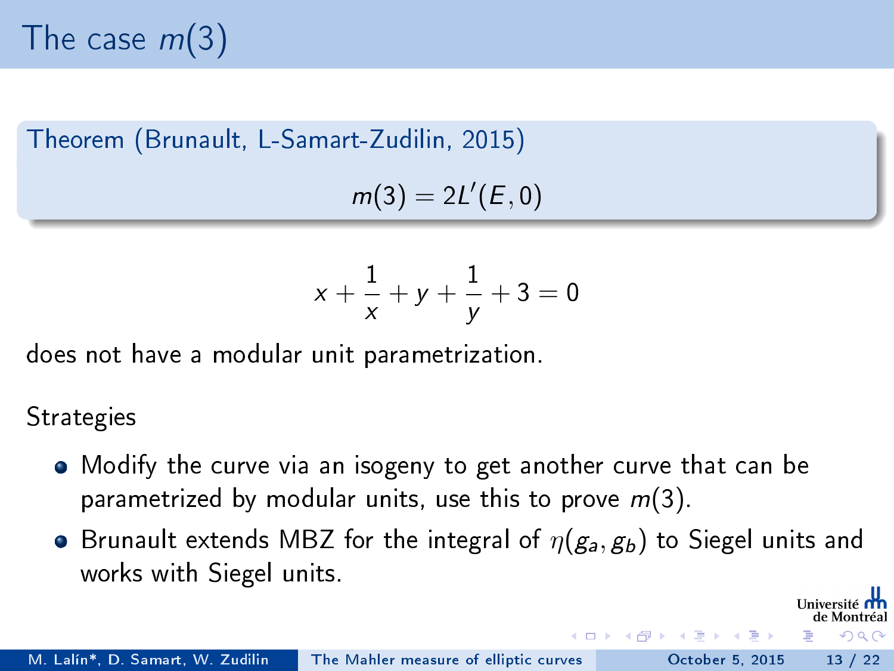# The case $m(3)$

**Theorem (Brunault, L-Samart-Zudilin, 2015)**

$$m(3) = 2L'(E, 0)$$

$$x + \frac{1}{x} + y + \frac{1}{y} + 3 = 0$$

does not have a modular unit parametrization.

Strategies

- Modify the curve via an isogeny to get another curve that can be parametrized by modular units, use this to prove $m(3)$.
- Brunault extends MBZ for the integral of $\eta(g_a, g_b)$ to Siegel units and works with Siegel units.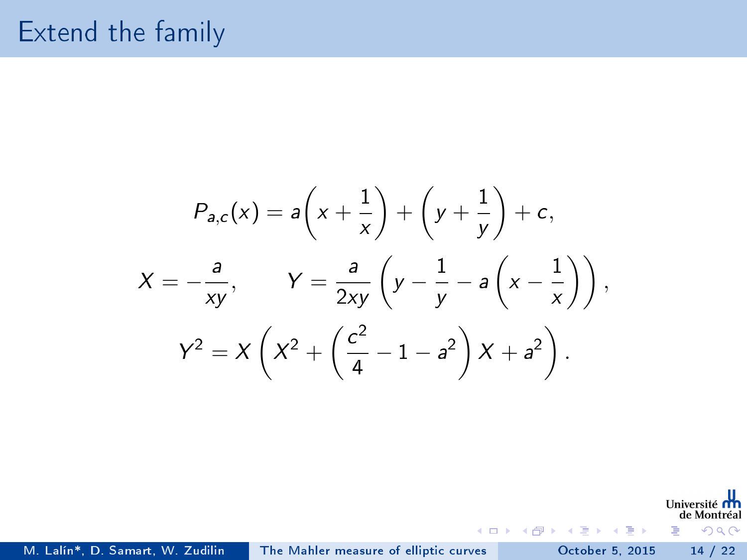# Extend the family

$$P_{a,c}(x) = a\left(x + \frac{1}{x}\right) + \left(y + \frac{1}{y}\right) + c,$$

$$X = -\frac{a}{xy}, \qquad Y = \frac{a}{2xy}\left(y - \frac{1}{y} - a\left(x - \frac{1}{x}\right)\right),$$

$$Y^2 = X\left(X^2 + \left(\frac{c^2}{4} - 1 - a^2\right)X + a^2\right).$$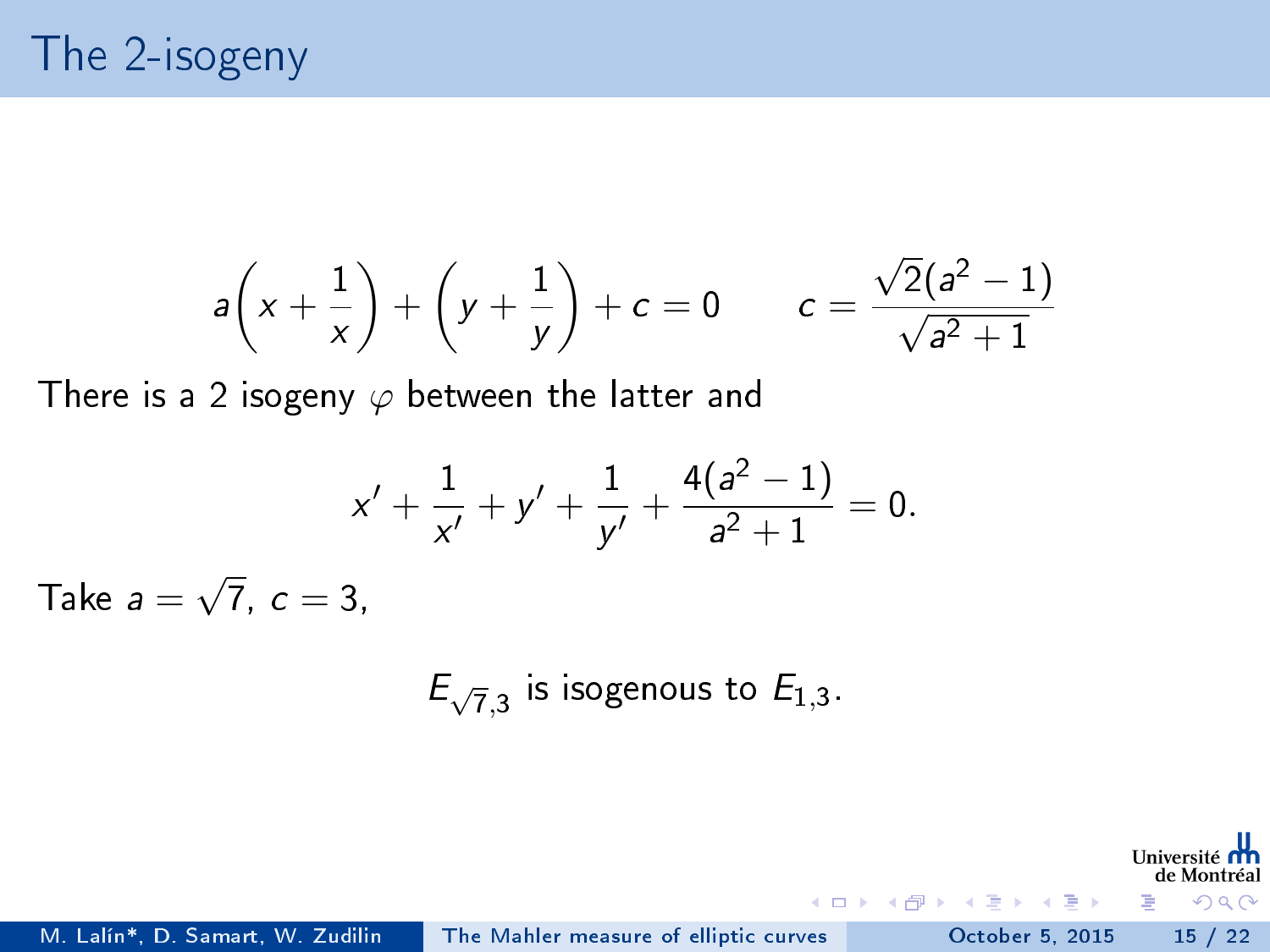# The 2-isogeny

$$a\left(x + \frac{1}{x}\right) + \left(y + \frac{1}{y}\right) + c = 0 \qquad c = \frac{\sqrt{2}(a^2 - 1)}{\sqrt{a^2 + 1}}$$

There is a 2 isogeny $\varphi$ between the latter and

$$x' + \frac{1}{x'} + y' + \frac{1}{y'} + \frac{4(a^2 - 1)}{a^2 + 1} = 0.$$

Take $a = \sqrt{7}$, $c = 3$,

$$E_{\sqrt{7},3} \text{ is isogenous to } E_{1,3}.$$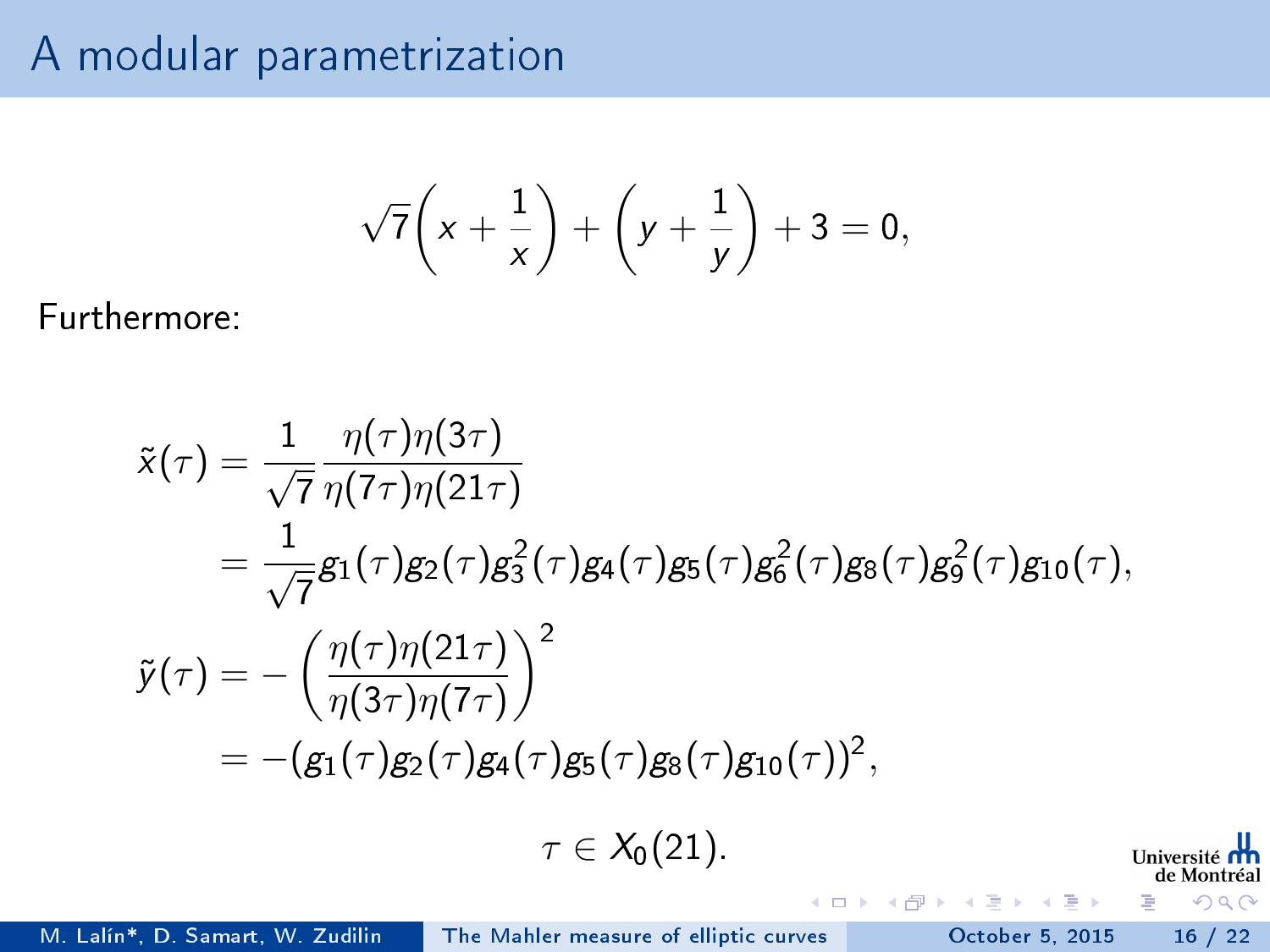# A modular parametrization

$$\sqrt{7}\left(x + \frac{1}{x}\right) + \left(y + \frac{1}{y}\right) + 3 = 0,$$

Furthermore:

$$\begin{aligned}
\tilde{x}(\tau) &= \frac{1}{\sqrt{7}} \frac{\eta(\tau)\eta(3\tau)}{\eta(7\tau)\eta(21\tau)} \\
&= \frac{1}{\sqrt{7}} g_1(\tau) g_2(\tau) g_3^2(\tau) g_4(\tau) g_5(\tau) g_6^2(\tau) g_8(\tau) g_9^2(\tau) g_{10}(\tau), \\
\tilde{y}(\tau) &= -\left(\frac{\eta(\tau)\eta(21\tau)}{\eta(3\tau)\eta(7\tau)}\right)^2 \\
&= -(g_1(\tau) g_2(\tau) g_4(\tau) g_5(\tau) g_8(\tau) g_{10}(\tau))^2,
\end{aligned}$$

$$\tau \in X_0(21).$$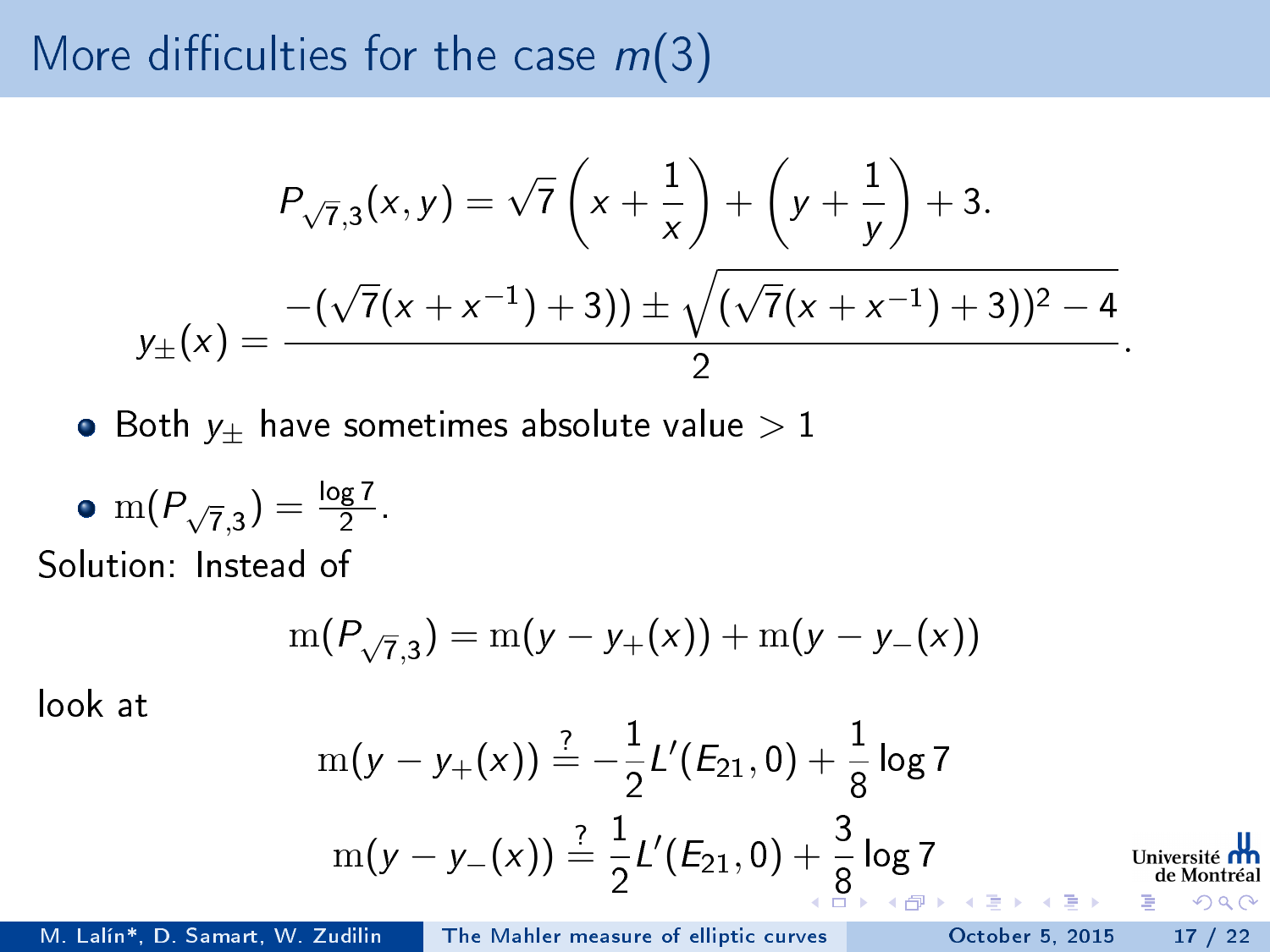# More difficulties for the case $m(3)$

$$P_{\sqrt{7},3}(x,y) = \sqrt{7}\left(x + \frac{1}{x}\right) + \left(y + \frac{1}{y}\right) + 3.$$

$$y_{\pm}(x) = \frac{-(\sqrt{7}(x + x^{-1}) + 3)) \pm \sqrt{(\sqrt{7}(x + x^{-1}) + 3))^2 - 4}}{2}.$$

- Both $y_{\pm}$ have sometimes absolute value $> 1$
- $\mathrm{m}(P_{\sqrt{7},3}) = \frac{\log 7}{2}$.

Solution: Instead of

$$\mathrm{m}(P_{\sqrt{7},3}) = \mathrm{m}(y - y_+(x)) + \mathrm{m}(y - y_-(x))$$

look at

$$\mathrm{m}(y - y_+(x)) \stackrel{?}{=} -\frac{1}{2}L'(E_{21}, 0) + \frac{1}{8}\log 7$$

$$\mathrm{m}(y - y_-(x)) \stackrel{?}{=} \frac{1}{2}L'(E_{21}, 0) + \frac{3}{8}\log 7$$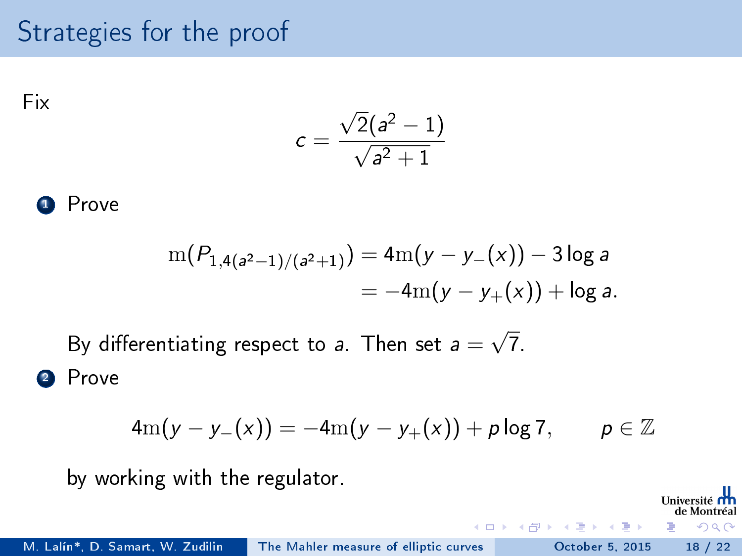# Strategies for the proof

Fix

$$c = \frac{\sqrt{2}(a^2-1)}{\sqrt{a^2+1}}$$

1. Prove

$$\begin{aligned} \mathrm{m}(P_{1,4(a^2-1)/(a^2+1)}) &= 4\mathrm{m}(y - y_-(x)) - 3\log a \\ &= -4\mathrm{m}(y - y_+(x)) + \log a. \end{aligned}$$

   By differentiating respect to $a$. Then set $a = \sqrt{7}$.

2. Prove

$$4\mathrm{m}(y - y_-(x)) = -4\mathrm{m}(y - y_+(x)) + p\log 7, \qquad p \in \mathbb{Z}$$

   by working with the regulator.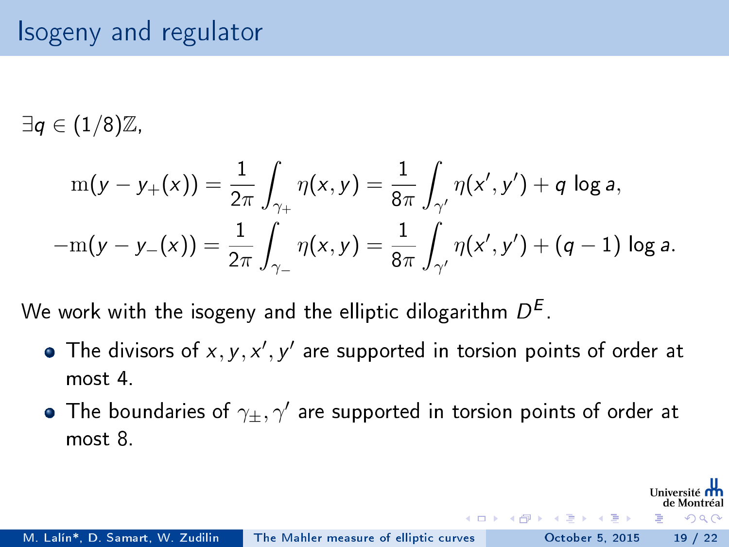# Isogeny and regulator

$\exists q \in (1/8)\mathbb{Z}$,

$$\mathrm{m}(y - y_+(x)) = \frac{1}{2\pi}\int_{\gamma_+} \eta(x,y) = \frac{1}{8\pi}\int_{\gamma'} \eta(x',y') + q \log a,$$

$$-\mathrm{m}(y - y_-(x)) = \frac{1}{2\pi}\int_{\gamma_-} \eta(x,y) = \frac{1}{8\pi}\int_{\gamma'} \eta(x',y') + (q-1) \log a.$$

We work with the isogeny and the elliptic dilogarithm $D^E$.

- The divisors of $x, y, x', y'$ are supported in torsion points of order at most 4.
- The boundaries of $\gamma_\pm, \gamma'$ are supported in torsion points of order at most 8.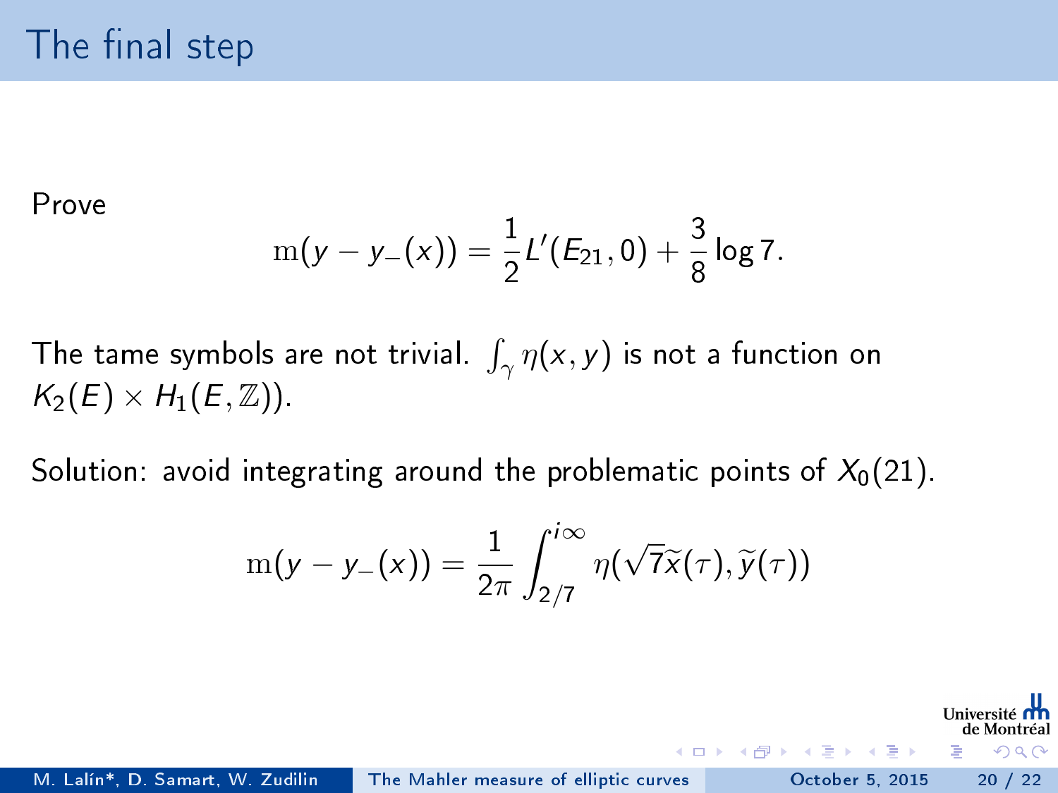# The final step

Prove

$$\mathrm{m}(y - y_-(x)) = \frac{1}{2}L'(E_{21}, 0) + \frac{3}{8}\log 7.$$

The tame symbols are not trivial. $\int_\gamma \eta(x, y)$ is not a function on $K_2(E) \times H_1(E, \mathbb{Z})$).

Solution: avoid integrating around the problematic points of $X_0(21)$.

$$\mathrm{m}(y - y_-(x)) = \frac{1}{2\pi}\int_{2/7}^{i\infty} \eta(\sqrt{7}\widetilde{x}(\tau), \widetilde{y}(\tau))$$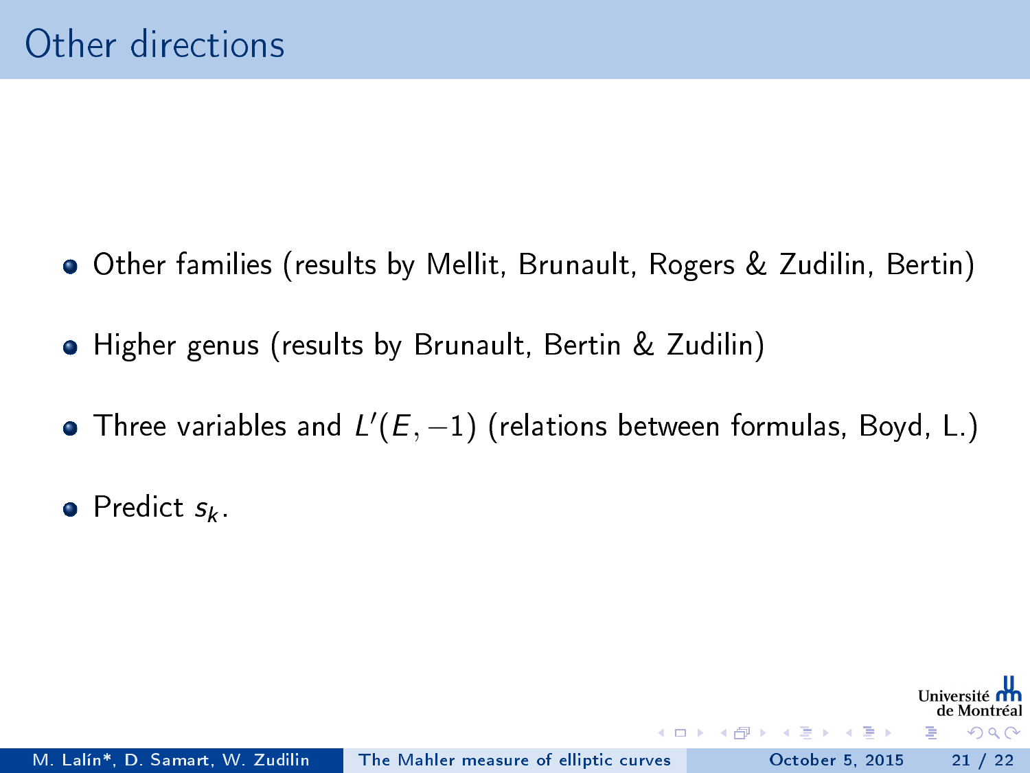# Other directions

- Other families (results by Mellit, Brunault, Rogers & Zudilin, Bertin)
- Higher genus (results by Brunault, Bertin & Zudilin)
- Three variables and $L'(E,-1)$ (relations between formulas, Boyd, L.)
- Predict $s_k$.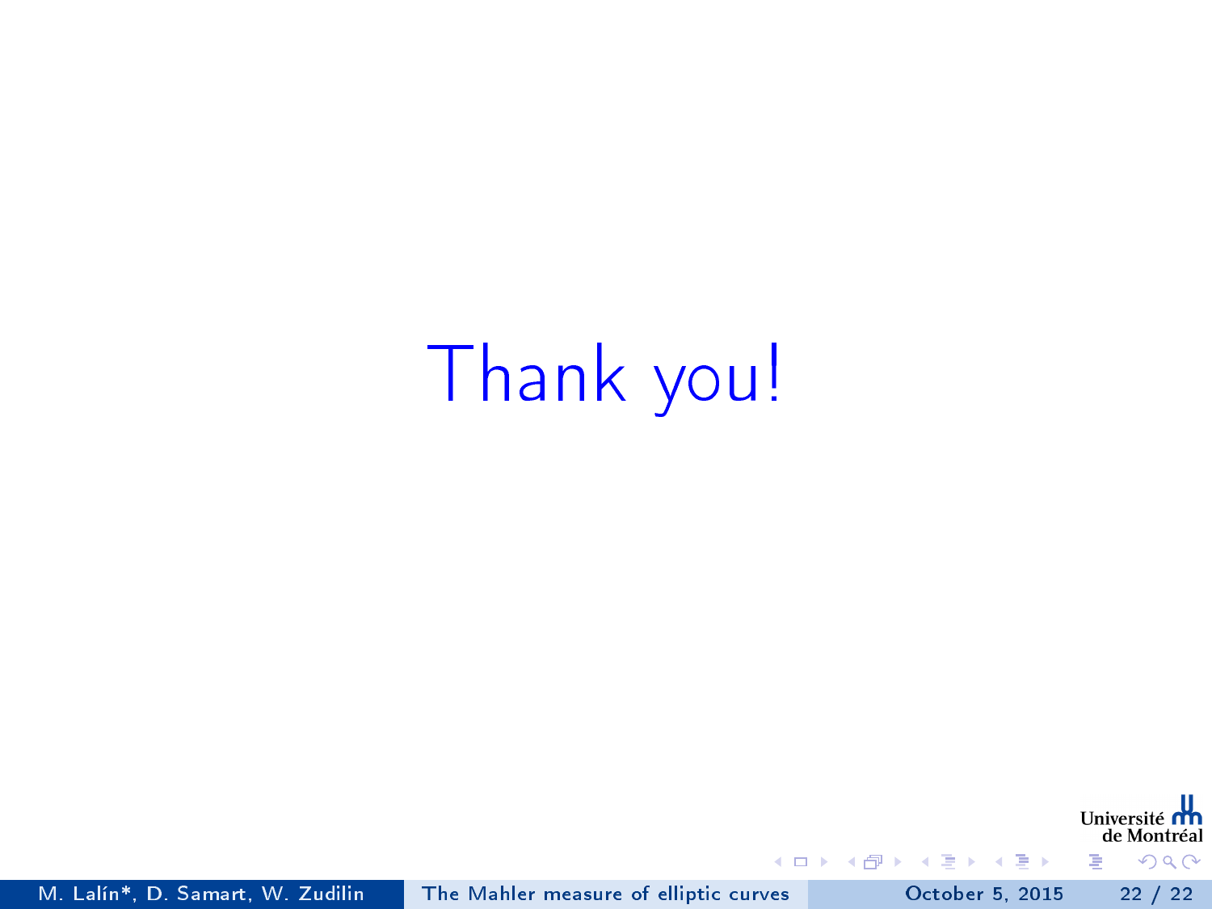Thank you!